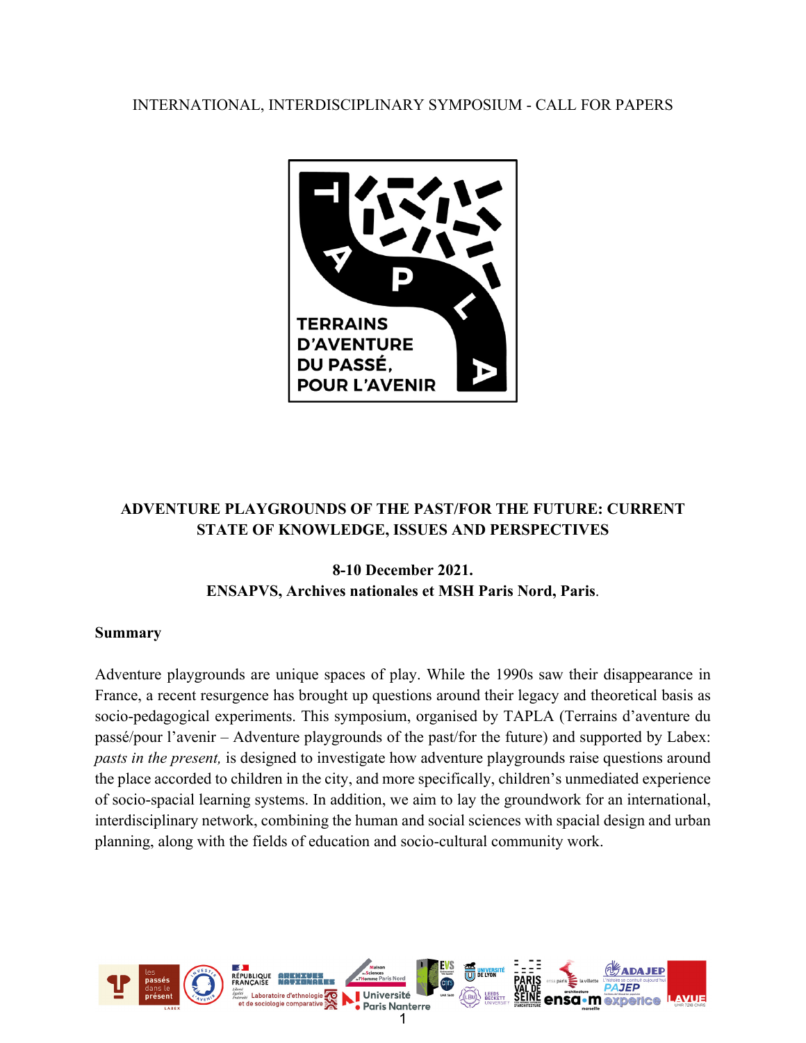INTERNATIONAL, INTERDISCIPLINARY SYMPOSIUM - CALL FOR PAPERS

TERRAINS D'AVENTURE DU PASSÉ, POUR L'AVENIR

# ADVENTURE PLAYGROUNDS OF THE PAST/FOR THE FUTURE: CURRENT STATE OF KNOWLEDGE, ISSUES AND PERSPECTIVES

**8-10 December 2021.**
**ENSAPVS, Archives nationales et MSH Paris Nord, Paris**.

## Summary

Adventure playgrounds are unique spaces of play. While the 1990s saw their disappearance in France, a recent resurgence has brought up questions around their legacy and theoretical basis as socio-pedagogical experiments. This symposium, organised by TAPLA (Terrains d'aventure du passé/pour l'avenir – Adventure playgrounds of the past/for the future) and supported by Labex: *pasts in the present,* is designed to investigate how adventure playgrounds raise questions around the place accorded to children in the city, and more specifically, children's unmediated experience of socio-spacial learning systems. In addition, we aim to lay the groundwork for an international, interdisciplinary network, combining the human and social sciences with spacial design and urban planning, along with the fields of education and socio-cultural community work.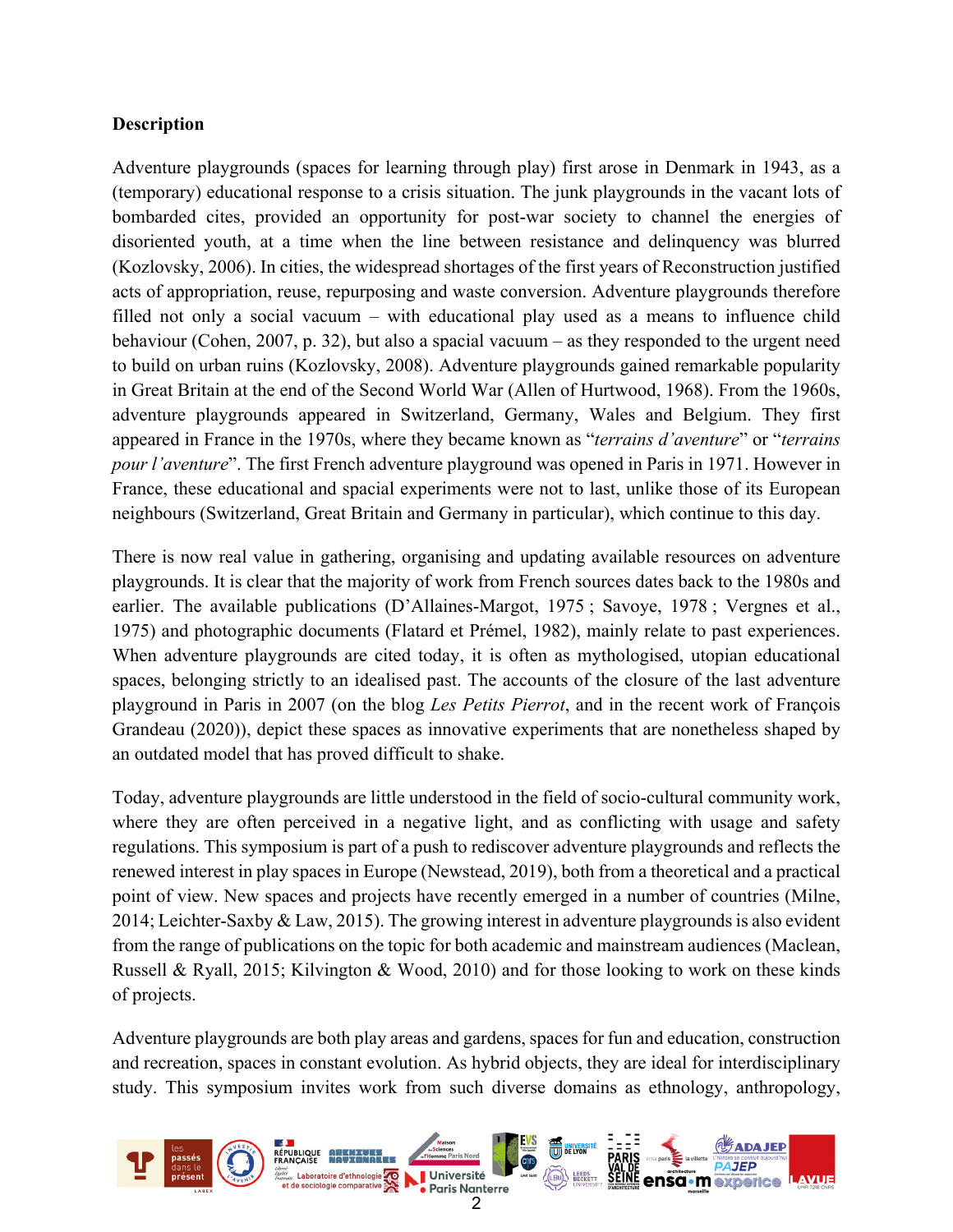**Description**

Adventure playgrounds (spaces for learning through play) first arose in Denmark in 1943, as a (temporary) educational response to a crisis situation. The junk playgrounds in the vacant lots of bombarded cites, provided an opportunity for post-war society to channel the energies of disoriented youth, at a time when the line between resistance and delinquency was blurred (Kozlovsky, 2006). In cities, the widespread shortages of the first years of Reconstruction justified acts of appropriation, reuse, repurposing and waste conversion. Adventure playgrounds therefore filled not only a social vacuum – with educational play used as a means to influence child behaviour (Cohen, 2007, p. 32), but also a spacial vacuum – as they responded to the urgent need to build on urban ruins (Kozlovsky, 2008). Adventure playgrounds gained remarkable popularity in Great Britain at the end of the Second World War (Allen of Hurtwood, 1968). From the 1960s, adventure playgrounds appeared in Switzerland, Germany, Wales and Belgium. They first appeared in France in the 1970s, where they became known as "*terrains d'aventure*" or "*terrains pour l'aventure*". The first French adventure playground was opened in Paris in 1971. However in France, these educational and spacial experiments were not to last, unlike those of its European neighbours (Switzerland, Great Britain and Germany in particular), which continue to this day.

There is now real value in gathering, organising and updating available resources on adventure playgrounds. It is clear that the majority of work from French sources dates back to the 1980s and earlier. The available publications (D'Allaines-Margot, 1975 ; Savoye, 1978 ; Vergnes et al., 1975) and photographic documents (Flatard et Prémel, 1982), mainly relate to past experiences. When adventure playgrounds are cited today, it is often as mythologised, utopian educational spaces, belonging strictly to an idealised past. The accounts of the closure of the last adventure playground in Paris in 2007 (on the blog *Les Petits Pierrot*, and in the recent work of François Grandeau (2020)), depict these spaces as innovative experiments that are nonetheless shaped by an outdated model that has proved difficult to shake.

Today, adventure playgrounds are little understood in the field of socio-cultural community work, where they are often perceived in a negative light, and as conflicting with usage and safety regulations. This symposium is part of a push to rediscover adventure playgrounds and reflects the renewed interest in play spaces in Europe (Newstead, 2019), both from a theoretical and a practical point of view. New spaces and projects have recently emerged in a number of countries (Milne, 2014; Leichter-Saxby & Law, 2015). The growing interest in adventure playgrounds is also evident from the range of publications on the topic for both academic and mainstream audiences (Maclean, Russell & Ryall, 2015; Kilvington & Wood, 2010) and for those looking to work on these kinds of projects.

Adventure playgrounds are both play areas and gardens, spaces for fun and education, construction and recreation, spaces in constant evolution. As hybrid objects, they are ideal for interdisciplinary study. This symposium invites work from such diverse domains as ethnology, anthropology,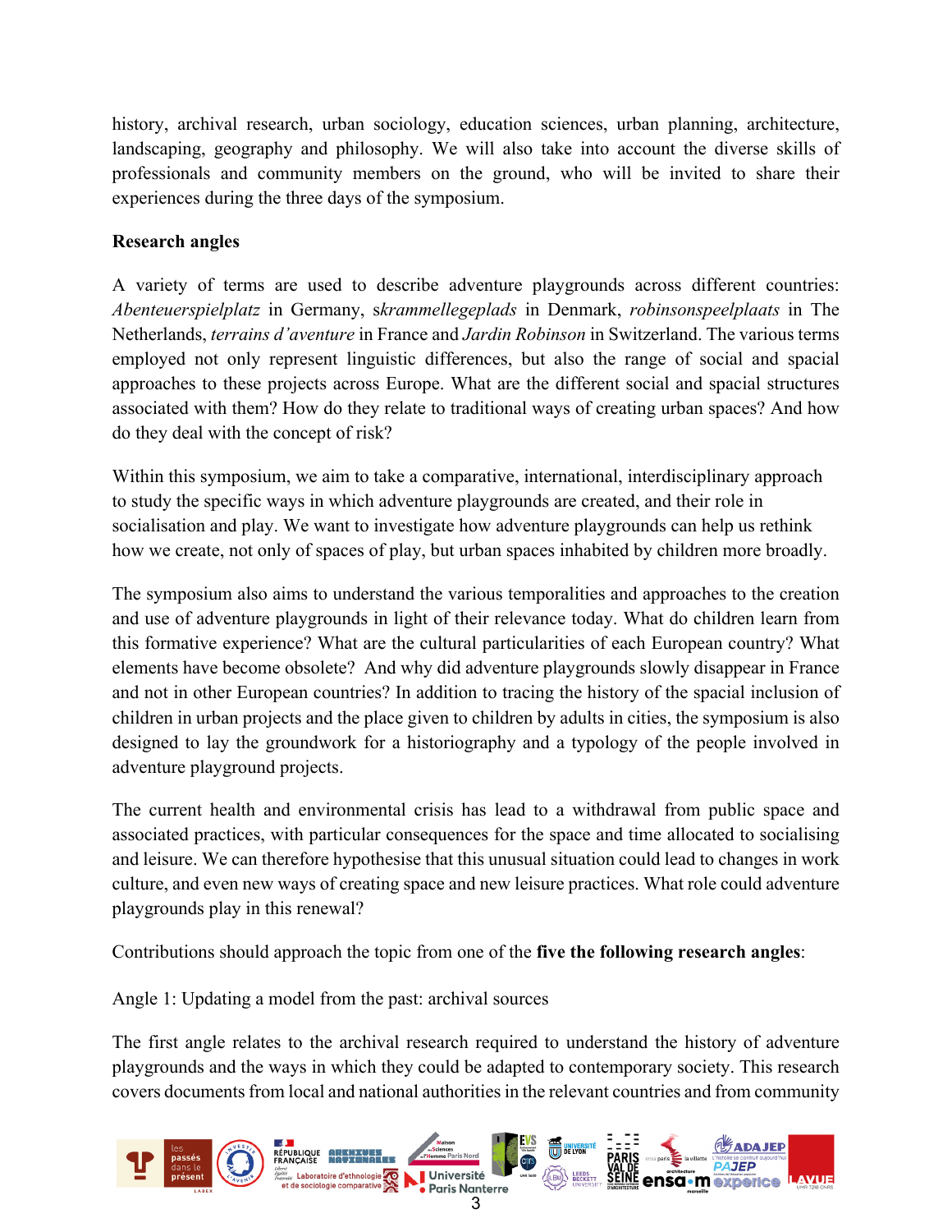history, archival research, urban sociology, education sciences, urban planning, architecture, landscaping, geography and philosophy. We will also take into account the diverse skills of professionals and community members on the ground, who will be invited to share their experiences during the three days of the symposium.

**Research angles**

A variety of terms are used to describe adventure playgrounds across different countries: *Abenteuerspielplatz* in Germany, s*krammellegeplads* in Denmark, *robinsonspeelplaats* in The Netherlands, *terrains d'aventure* in France and *Jardin Robinson* in Switzerland. The various terms employed not only represent linguistic differences, but also the range of social and spatial approaches to these projects across Europe. What are the different social and spatial structures associated with them? How do they relate to traditional ways of creating urban spaces? And how do they deal with the concept of risk?

Within this symposium, we aim to take a comparative, international, interdisciplinary approach to study the specific ways in which adventure playgrounds are created, and their role in socialisation and play. We want to investigate how adventure playgrounds can help us rethink how we create, not only of spaces of play, but urban spaces inhabited by children more broadly.

The symposium also aims to understand the various temporalities and approaches to the creation and use of adventure playgrounds in light of their relevance today. What do children learn from this formative experience? What are the cultural particularities of each European country? What elements have become obsolete? And why did adventure playgrounds slowly disappear in France and not in other European countries? In addition to tracing the history of the spacial inclusion of children in urban projects and the place given to children by adults in cities, the symposium is also designed to lay the groundwork for a historiography and a typology of the people involved in adventure playground projects.

The current health and environmental crisis has lead to a withdrawal from public space and associated practices, with particular consequences for the space and time allocated to socialising and leisure. We can therefore hypothesise that this unusual situation could lead to changes in work culture, and even new ways of creating space and new leisure practices. What role could adventure playgrounds play in this renewal?

Contributions should approach the topic from one of the **five the following research angles**:

Angle 1: Updating a model from the past: archival sources

The first angle relates to the archival research required to understand the history of adventure playgrounds and the ways in which they could be adapted to contemporary society. This research covers documents from local and national authorities in the relevant countries and from community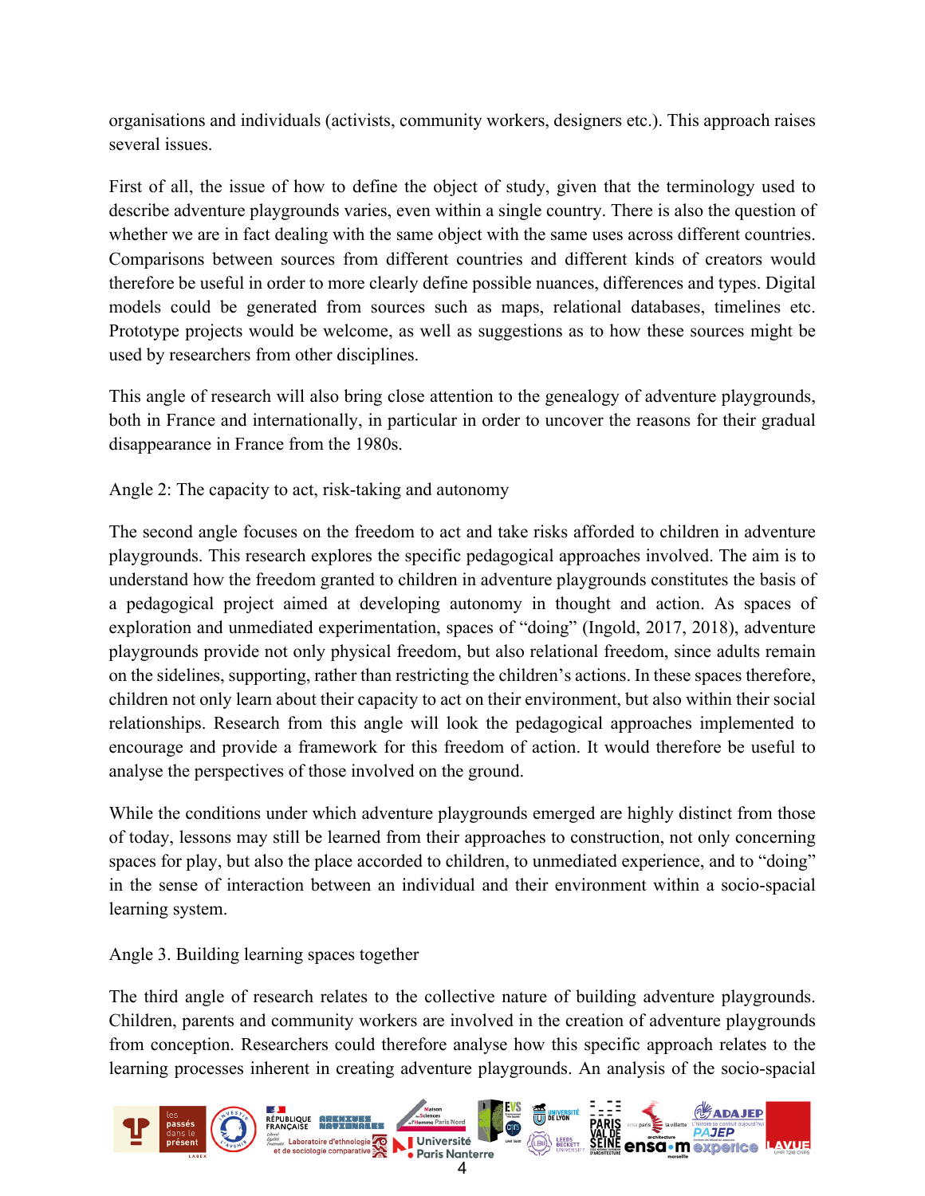organisations and individuals (activists, community workers, designers etc.). This approach raises several issues.

First of all, the issue of how to define the object of study, given that the terminology used to describe adventure playgrounds varies, even within a single country. There is also the question of whether we are in fact dealing with the same object with the same uses across different countries. Comparisons between sources from different countries and different kinds of creators would therefore be useful in order to more clearly define possible nuances, differences and types. Digital models could be generated from sources such as maps, relational databases, timelines etc. Prototype projects would be welcome, as well as suggestions as to how these sources might be used by researchers from other disciplines.

This angle of research will also bring close attention to the genealogy of adventure playgrounds, both in France and internationally, in particular in order to uncover the reasons for their gradual disappearance in France from the 1980s.

Angle 2: The capacity to act, risk-taking and autonomy

The second angle focuses on the freedom to act and take risks afforded to children in adventure playgrounds. This research explores the specific pedagogical approaches involved. The aim is to understand how the freedom granted to children in adventure playgrounds constitutes the basis of a pedagogical project aimed at developing autonomy in thought and action. As spaces of exploration and unmediated experimentation, spaces of "doing" (Ingold, 2017, 2018), adventure playgrounds provide not only physical freedom, but also relational freedom, since adults remain on the sidelines, supporting, rather than restricting the children's actions. In these spaces therefore, children not only learn about their capacity to act on their environment, but also within their social relationships. Research from this angle will look the pedagogical approaches implemented to encourage and provide a framework for this freedom of action. It would therefore be useful to analyse the perspectives of those involved on the ground.

While the conditions under which adventure playgrounds emerged are highly distinct from those of today, lessons may still be learned from their approaches to construction, not only concerning spaces for play, but also the place accorded to children, to unmediated experience, and to "doing" in the sense of interaction between an individual and their environment within a socio-spacial learning system.

Angle 3. Building learning spaces together

The third angle of research relates to the collective nature of building adventure playgrounds. Children, parents and community workers are involved in the creation of adventure playgrounds from conception. Researchers could therefore analyse how this specific approach relates to the learning processes inherent in creating adventure playgrounds. An analysis of the socio-spacial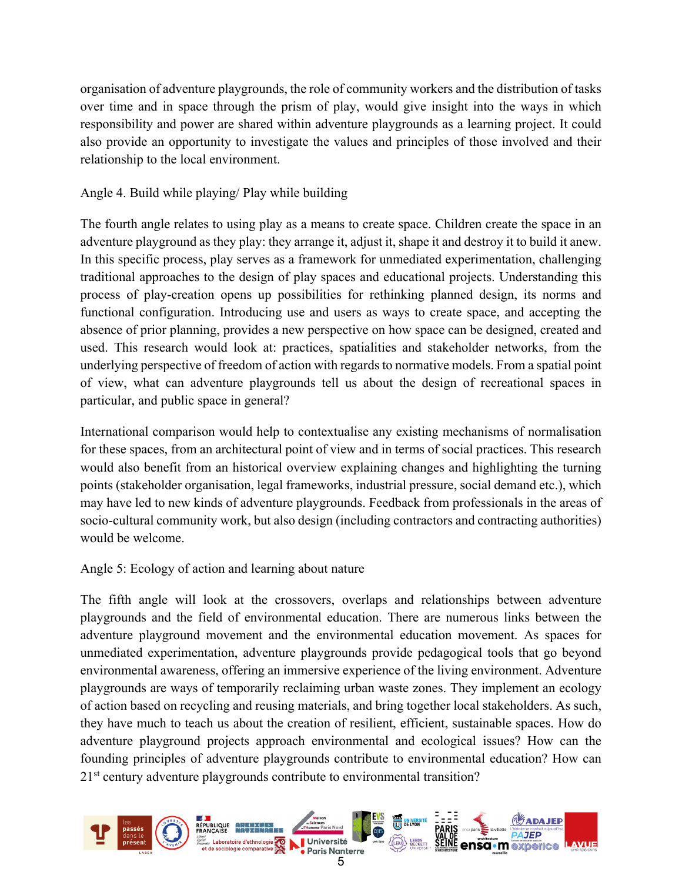organisation of adventure playgrounds, the role of community workers and the distribution of tasks over time and in space through the prism of play, would give insight into the ways in which responsibility and power are shared within adventure playgrounds as a learning project. It could also provide an opportunity to investigate the values and principles of those involved and their relationship to the local environment.

Angle 4. Build while playing/ Play while building

The fourth angle relates to using play as a means to create space. Children create the space in an adventure playground as they play: they arrange it, adjust it, shape it and destroy it to build it anew. In this specific process, play serves as a framework for unmediated experimentation, challenging traditional approaches to the design of play spaces and educational projects. Understanding this process of play-creation opens up possibilities for rethinking planned design, its norms and functional configuration. Introducing use and users as ways to create space, and accepting the absence of prior planning, provides a new perspective on how space can be designed, created and used. This research would look at: practices, spatialities and stakeholder networks, from the underlying perspective of freedom of action with regards to normative models. From a spatial point of view, what can adventure playgrounds tell us about the design of recreational spaces in particular, and public space in general?

International comparison would help to contextualise any existing mechanisms of normalisation for these spaces, from an architectural point of view and in terms of social practices. This research would also benefit from an historical overview explaining changes and highlighting the turning points (stakeholder organisation, legal frameworks, industrial pressure, social demand etc.), which may have led to new kinds of adventure playgrounds. Feedback from professionals in the areas of socio-cultural community work, but also design (including contractors and contracting authorities) would be welcome.

Angle 5: Ecology of action and learning about nature

The fifth angle will look at the crossovers, overlaps and relationships between adventure playgrounds and the field of environmental education. There are numerous links between the adventure playground movement and the environmental education movement. As spaces for unmediated experimentation, adventure playgrounds provide pedagogical tools that go beyond environmental awareness, offering an immersive experience of the living environment. Adventure playgrounds are ways of temporarily reclaiming urban waste zones. They implement an ecology of action based on recycling and reusing materials, and bring together local stakeholders. As such, they have much to teach us about the creation of resilient, efficient, sustainable spaces. How do adventure playground projects approach environmental and ecological issues? How can the founding principles of adventure playgrounds contribute to environmental education? How can 21st century adventure playgrounds contribute to environmental transition?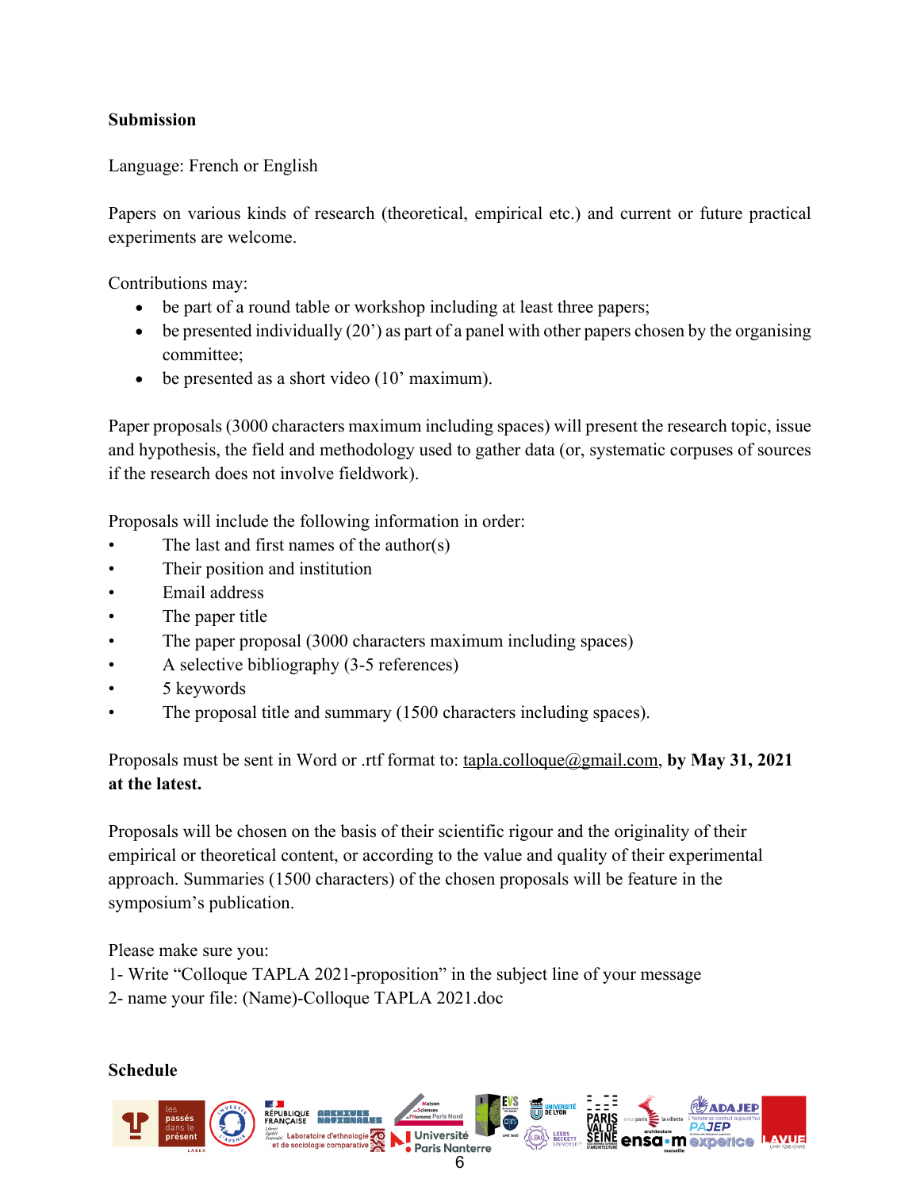**Submission**

Language: French or English

Papers on various kinds of research (theoretical, empirical etc.) and current or future practical experiments are welcome.

Contributions may:

- be part of a round table or workshop including at least three papers;
- be presented individually (20') as part of a panel with other papers chosen by the organising committee;
- be presented as a short video (10' maximum).

Paper proposals (3000 characters maximum including spaces) will present the research topic, issue and hypothesis, the field and methodology used to gather data (or, systematic corpuses of sources if the research does not involve fieldwork).

Proposals will include the following information in order:

- The last and first names of the author(s)
- Their position and institution
- Email address
- The paper title
- The paper proposal (3000 characters maximum including spaces)
- A selective bibliography (3-5 references)
- 5 keywords
- The proposal title and summary (1500 characters including spaces).

Proposals must be sent in Word or .rtf format to: tapla.colloque@gmail.com, **by May 31, 2021 at the latest.**

Proposals will be chosen on the basis of their scientific rigour and the originality of their empirical or theoretical content, or according to the value and quality of their experimental approach. Summaries (1500 characters) of the chosen proposals will be feature in the symposium's publication.

Please make sure you:
1- Write "Colloque TAPLA 2021-proposition" in the subject line of your message
2- name your file: (Name)-Colloque TAPLA 2021.doc

**Schedule**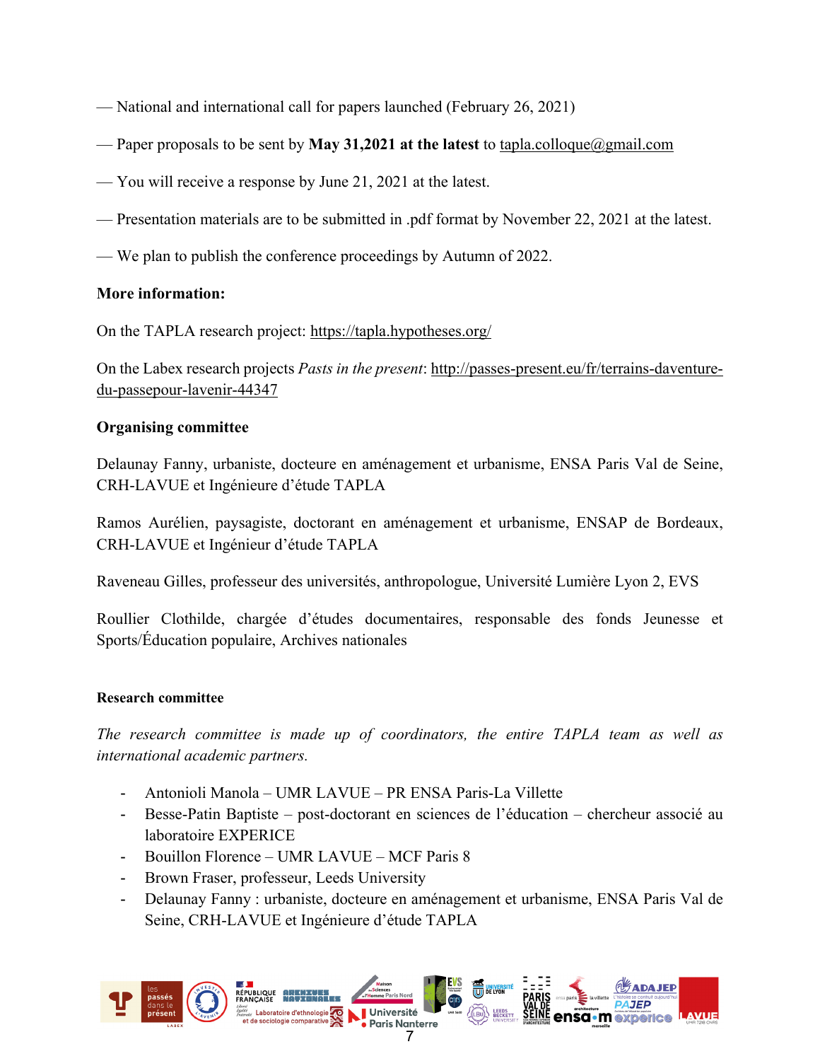— National and international call for papers launched (February 26, 2021)

— Paper proposals to be sent by **May 31,2021 at the latest** to tapla.colloque@gmail.com

— You will receive a response by June 21, 2021 at the latest.

— Presentation materials are to be submitted in .pdf format by November 22, 2021 at the latest.

— We plan to publish the conference proceedings by Autumn of 2022.

**More information:**

On the TAPLA research project: https://tapla.hypotheses.org/

On the Labex research projects *Pasts in the present*: http://passes-present.eu/fr/terrains-daventure-du-passepour-lavenir-44347

**Organising committee**

Delaunay Fanny, urbaniste, docteure en aménagement et urbanisme, ENSA Paris Val de Seine, CRH-LAVUE et Ingénieure d'étude TAPLA

Ramos Aurélien, paysagiste, doctorant en aménagement et urbanisme, ENSAP de Bordeaux, CRH-LAVUE et Ingénieur d'étude TAPLA

Raveneau Gilles, professeur des universités, anthropologue, Université Lumière Lyon 2, EVS

Roullier Clothilde, chargée d'études documentaires, responsable des fonds Jeunesse et Sports/Éducation populaire, Archives nationales

**Research committee**

*The research committee is made up of coordinators, the entire TAPLA team as well as international academic partners.*

- Antonioli Manola – UMR LAVUE – PR ENSA Paris-La Villette
- Besse-Patin Baptiste – post-doctorant en sciences de l'éducation – chercheur associé au laboratoire EXPERICE
- Bouillon Florence – UMR LAVUE – MCF Paris 8
- Brown Fraser, professeur, Leeds University
- Delaunay Fanny : urbaniste, docteure en aménagement et urbanisme, ENSA Paris Val de Seine, CRH-LAVUE et Ingénieure d'étude TAPLA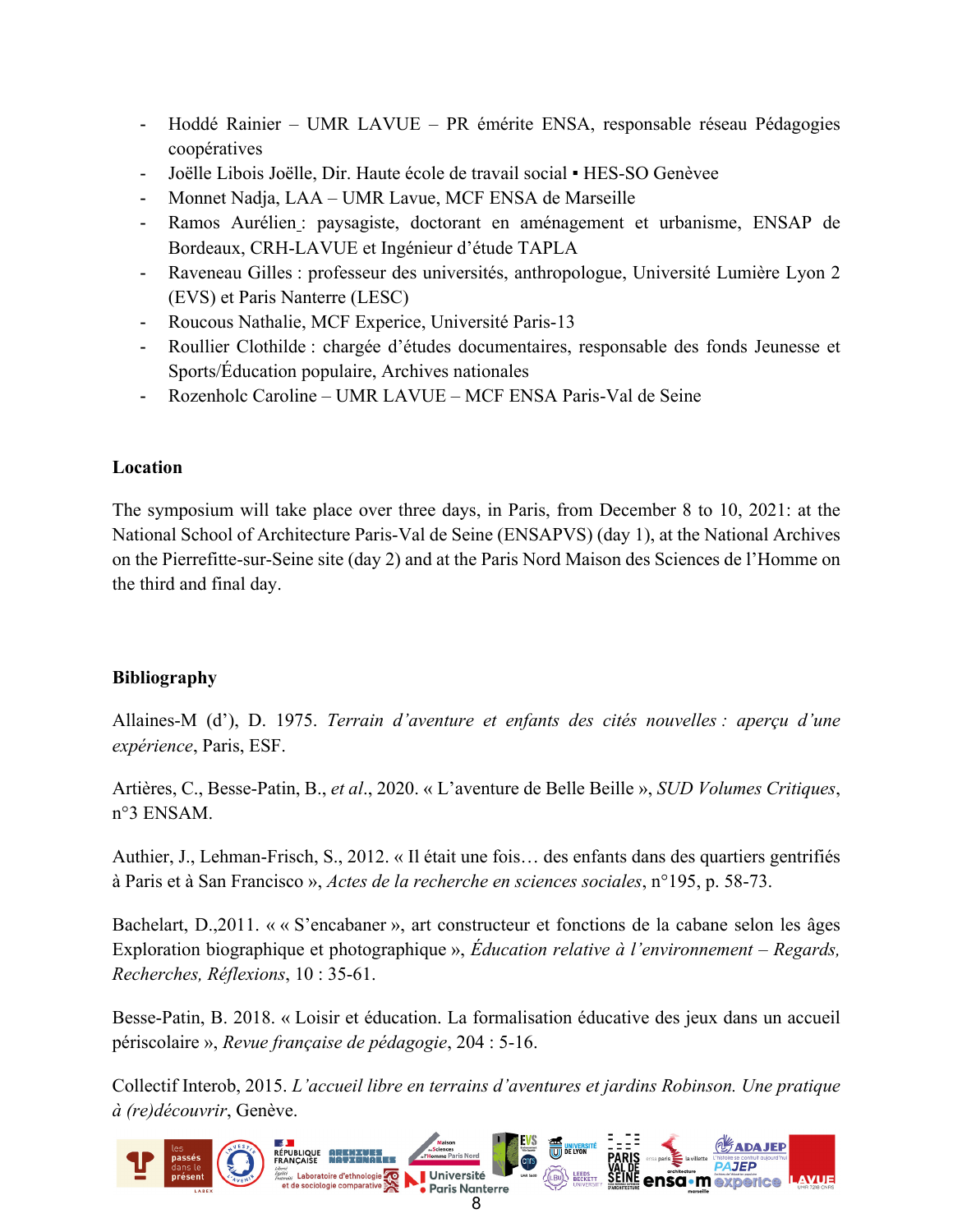- Hoddé Rainier – UMR LAVUE – PR émérite ENSA, responsable réseau Pédagogies coopératives
- Joëlle Libois Joëlle, Dir. Haute école de travail social ▪ HES-SO Genèvee
- Monnet Nadja, LAA – UMR Lavue, MCF ENSA de Marseille
- Ramos Aurélien : paysagiste, doctorant en aménagement et urbanisme, ENSAP de Bordeaux, CRH-LAVUE et Ingénieur d'étude TAPLA
- Raveneau Gilles : professeur des universités, anthropologue, Université Lumière Lyon 2 (EVS) et Paris Nanterre (LESC)
- Roucous Nathalie, MCF Experice, Université Paris-13
- Roullier Clothilde : chargée d'études documentaires, responsable des fonds Jeunesse et Sports/Éducation populaire, Archives nationales
- Rozenholc Caroline – UMR LAVUE – MCF ENSA Paris-Val de Seine

**Location**

The symposium will take place over three days, in Paris, from December 8 to 10, 2021: at the National School of Architecture Paris-Val de Seine (ENSAPVS) (day 1), at the National Archives on the Pierrefitte-sur-Seine site (day 2) and at the Paris Nord Maison des Sciences de l'Homme on the third and final day.

**Bibliography**

Allaines-M (d'), D. 1975. *Terrain d'aventure et enfants des cités nouvelles : aperçu d'une expérience*, Paris, ESF.

Artières, C., Besse-Patin, B., *et al*., 2020. « L'aventure de Belle Beille », *SUD Volumes Critiques*, n°3 ENSAM.

Authier, J., Lehman-Frisch, S., 2012. « Il était une fois… des enfants dans des quartiers gentrifiés à Paris et à San Francisco », *Actes de la recherche en sciences sociales*, n°195, p. 58-73.

Bachelart, D.,2011. « « S'encabaner », art constructeur et fonctions de la cabane selon les âges Exploration biographique et photographique », *Éducation relative à l'environnement – Regards, Recherches, Réflexions*, 10 : 35-61.

Besse-Patin, B. 2018. « Loisir et éducation. La formalisation éducative des jeux dans un accueil périscolaire », *Revue française de pédagogie*, 204 : 5-16.

Collectif Interob, 2015. *L'accueil libre en terrains d'aventures et jardins Robinson. Une pratique à (re)découvrir*, Genève.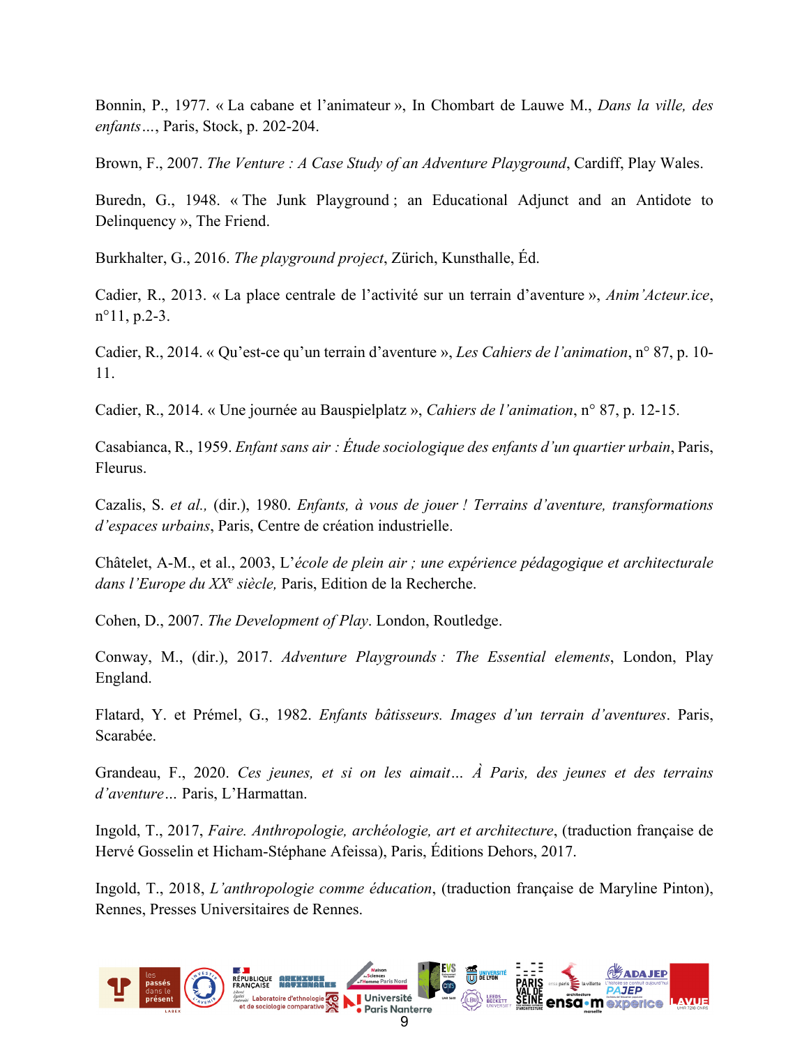Bonnin, P., 1977. « La cabane et l'animateur », In Chombart de Lauwe M., *Dans la ville, des enfants…*, Paris, Stock, p. 202-204.

Brown, F., 2007. *The Venture : A Case Study of an Adventure Playground*, Cardiff, Play Wales.

Buredn, G., 1948. « The Junk Playground ; an Educational Adjunct and an Antidote to Delinquency », The Friend.

Burkhalter, G., 2016. *The playground project*, Zürich, Kunsthalle, Éd.

Cadier, R., 2013. « La place centrale de l'activité sur un terrain d'aventure », *Anim'Acteur.ice*, n°11, p.2-3.

Cadier, R., 2014. « Qu'est-ce qu'un terrain d'aventure », *Les Cahiers de l'animation*, n° 87, p. 10-11.

Cadier, R., 2014. « Une journée au Bauspielplatz », *Cahiers de l'animation*, n° 87, p. 12-15.

Casabianca, R., 1959. *Enfant sans air : Étude sociologique des enfants d'un quartier urbain*, Paris, Fleurus.

Cazalis, S. *et al.,* (dir.), 1980. *Enfants, à vous de jouer ! Terrains d'aventure, transformations d'espaces urbains*, Paris, Centre de création industrielle.

Châtelet, A-M., et al., 2003, L'*école de plein air ; une expérience pédagogique et architecturale dans l'Europe du XXe siècle,* Paris, Edition de la Recherche.

Cohen, D., 2007. *The Development of Play*. London, Routledge.

Conway, M., (dir.), 2017. *Adventure Playgrounds : The Essential elements*, London, Play England.

Flatard, Y. et Prémel, G., 1982. *Enfants bâtisseurs. Images d'un terrain d'aventures*. Paris, Scarabée.

Grandeau, F., 2020. *Ces jeunes, et si on les aimait… À Paris, des jeunes et des terrains d'aventure…* Paris, L'Harmattan.

Ingold, T., 2017, *Faire. Anthropologie, archéologie, art et architecture*, (traduction française de Hervé Gosselin et Hicham-Stéphane Afeissa), Paris, Éditions Dehors, 2017.

Ingold, T., 2018, *L'anthropologie comme éducation*, (traduction française de Maryline Pinton), Rennes, Presses Universitaires de Rennes.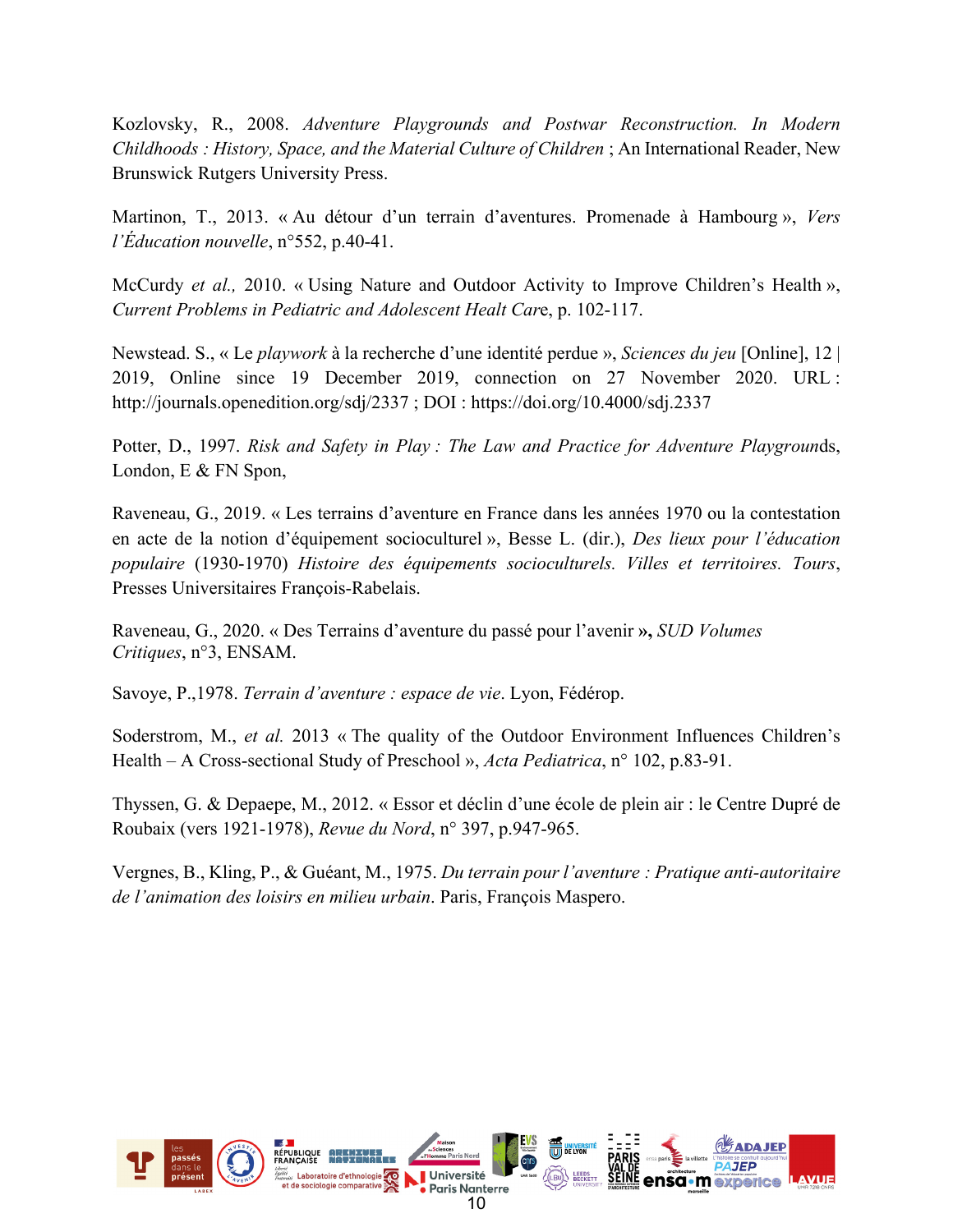Kozlovsky, R., 2008. *Adventure Playgrounds and Postwar Reconstruction. In Modern Childhoods : History, Space, and the Material Culture of Children* ; An International Reader, New Brunswick Rutgers University Press.

Martinon, T., 2013. « Au détour d'un terrain d'aventures. Promenade à Hambourg », *Vers l'Éducation nouvelle*, n°552, p.40-41.

McCurdy *et al.,* 2010. « Using Nature and Outdoor Activity to Improve Children's Health », *Current Problems in Pediatric and Adolescent Healt Car*e, p. 102-117.

Newstead. S., « Le *playwork* à la recherche d'une identité perdue », *Sciences du jeu* [Online], 12 | 2019, Online since 19 December 2019, connection on 27 November 2020. URL : http://journals.openedition.org/sdj/2337 ; DOI : https://doi.org/10.4000/sdj.2337

Potter, D., 1997. *Risk and Safety in Play : The Law and Practice for Adventure Playgroun*ds, London, E & FN Spon,

Raveneau, G., 2019. « Les terrains d'aventure en France dans les années 1970 ou la contestation en acte de la notion d'équipement socioculturel », Besse L. (dir.), *Des lieux pour l'éducation populaire* (1930-1970) *Histoire des équipements socioculturels. Villes et territoires. Tours*, Presses Universitaires François-Rabelais.

Raveneau, G., 2020. « Des Terrains d'aventure du passé pour l'avenir **»,** *SUD Volumes Critiques*, n°3, ENSAM.

Savoye, P.,1978. *Terrain d'aventure : espace de vie*. Lyon, Fédérop.

Soderstrom, M., *et al.* 2013 « The quality of the Outdoor Environment Influences Children's Health – A Cross-sectional Study of Preschool », *Acta Pediatrica*, n° 102, p.83-91.

Thyssen, G. & Depaepe, M., 2012. « Essor et déclin d'une école de plein air : le Centre Dupré de Roubaix (vers 1921-1978), *Revue du Nord*, n° 397, p.947-965.

Vergnes, B., Kling, P., & Guéant, M., 1975. *Du terrain pour l'aventure : Pratique anti-autoritaire de l'animation des loisirs en milieu urbain*. Paris, François Maspero.